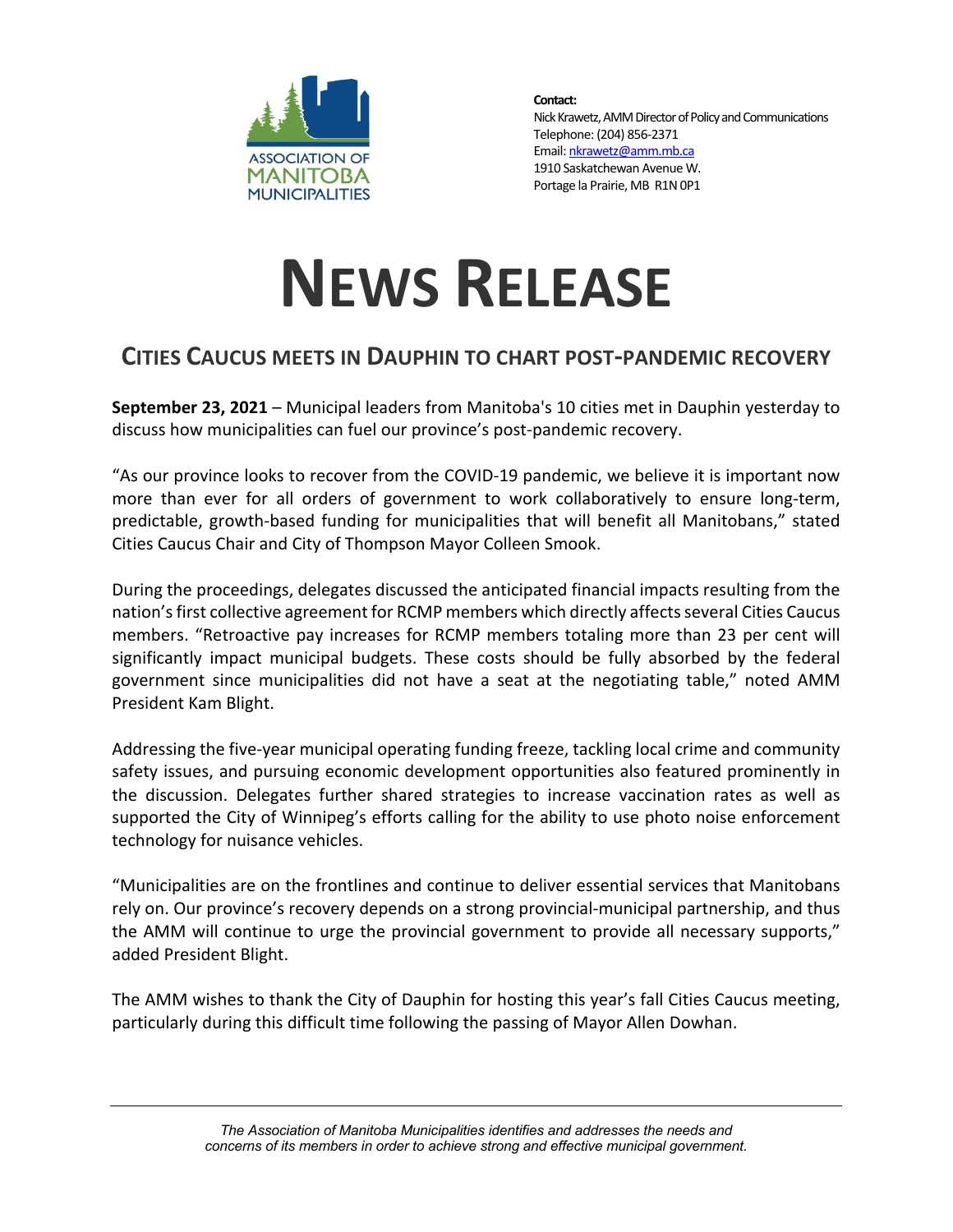ASSOCIATION OF MANITOBA MUNICIPALITIES

**Contact:**
Nick Krawetz, AMM Director of Policy and Communications
Telephone: (204) 856-2371
Email: nkrawetz@amm.mb.ca
1910 Saskatchewan Avenue W.
Portage la Prairie, MB R1N 0P1

# NEWS RELEASE

## CITIES CAUCUS MEETS IN DAUPHIN TO CHART POST-PANDEMIC RECOVERY

**September 23, 2021** – Municipal leaders from Manitoba's 10 cities met in Dauphin yesterday to discuss how municipalities can fuel our province's post-pandemic recovery.

"As our province looks to recover from the COVID-19 pandemic, we believe it is important now more than ever for all orders of government to work collaboratively to ensure long-term, predictable, growth-based funding for municipalities that will benefit all Manitobans," stated Cities Caucus Chair and City of Thompson Mayor Colleen Smook.

During the proceedings, delegates discussed the anticipated financial impacts resulting from the nation's first collective agreement for RCMP members which directly affects several Cities Caucus members. "Retroactive pay increases for RCMP members totaling more than 23 per cent will significantly impact municipal budgets. These costs should be fully absorbed by the federal government since municipalities did not have a seat at the negotiating table," noted AMM President Kam Blight.

Addressing the five-year municipal operating funding freeze, tackling local crime and community safety issues, and pursuing economic development opportunities also featured prominently in the discussion. Delegates further shared strategies to increase vaccination rates as well as supported the City of Winnipeg's efforts calling for the ability to use photo noise enforcement technology for nuisance vehicles.

"Municipalities are on the frontlines and continue to deliver essential services that Manitobans rely on. Our province's recovery depends on a strong provincial-municipal partnership, and thus the AMM will continue to urge the provincial government to provide all necessary supports," added President Blight.

The AMM wishes to thank the City of Dauphin for hosting this year's fall Cities Caucus meeting, particularly during this difficult time following the passing of Mayor Allen Dowhan.

---

*The Association of Manitoba Municipalities identifies and addresses the needs and concerns of its members in order to achieve strong and effective municipal government.*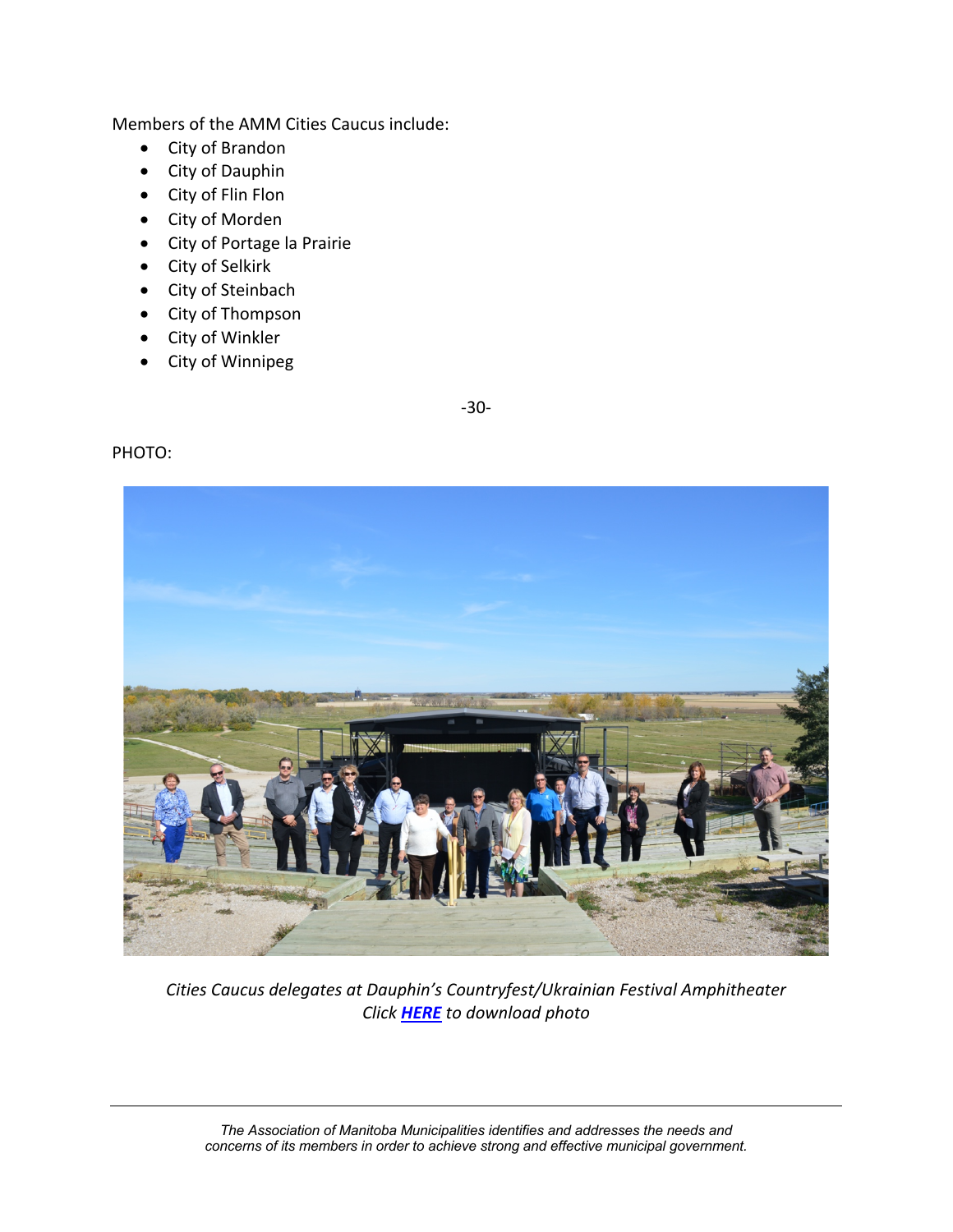Members of the AMM Cities Caucus include:

- City of Brandon
- City of Dauphin
- City of Flin Flon
- City of Morden
- City of Portage la Prairie
- City of Selkirk
- City of Steinbach
- City of Thompson
- City of Winkler
- City of Winnipeg

-30-

PHOTO:

*Cities Caucus delegates at Dauphin's Countryfest/Ukrainian Festival Amphitheater*
*Click* ***HERE*** *to download photo*

*The Association of Manitoba Municipalities identifies and addresses the needs and concerns of its members in order to achieve strong and effective municipal government.*